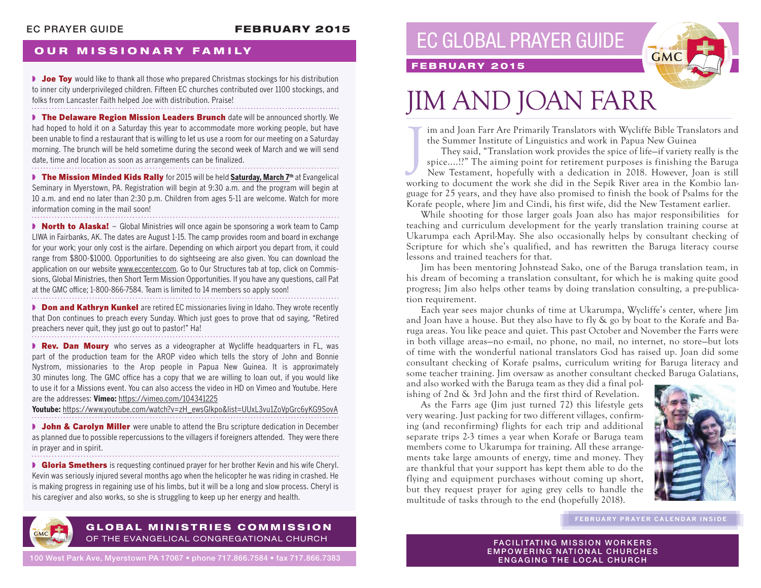# EC GLOBAL PRAYER GUIDE

**FEBRUARY 2015**

# JIM AND JOAN FARR

Jim and Joan Farr Are Primarily Translators with Wycliffe Bible Translators and the Summer Institute of Linguistics and work in Papua New Guinea

They said, "Translation work provides the spice of life—if variety really is the spice.....!?" The aiming point for retirement purposes is finishing the Baruga New Testament, hopefully with a dedication in 2018. However, Joan is still working to document the work she did in the Sepik River area in the Kombio language for 25 years, and they have also promised to finish the book of Psalms for the Korafe people, where Jim and Cindi, his first wife, did the New Testament earlier.

While shooting for those larger goals Joan also has major responsibilities for teaching and curriculum development for the yearly translation training course at Ukarumpa each April-May. She also occasionally helps by consultant checking of Scripture for which she's qualified, and has rewritten the Baruga literacy course lessons and trained teachers for that.

Jim has been mentoring Johnstead Sako, one of the Baruga translation team, in his dream of becoming a translation consultant, for which he is making quite good progress; Jim also helps other teams by doing translation consulting, a pre-publication requirement.

Each year sees major chunks of time at Ukarumpa, Wycliffe's center, where Jim and Joan have a house. But they also have to fly & go by boat to the Korafe and Baruga areas. You like peace and quiet. This past October and November the Farrs were in both village areas—no e-mail, no phone, no mail, no internet, no store—but lots of time with the wonderful national translators God has raised up. Joan did some consultant checking of Korafe psalms, curriculum writing for Baruga literacy and some teacher training. Jim oversaw as another consultant checked Baruga Galatians, and also worked with the Baruga team as they did a final polishing of 2nd & 3rd John and the first third of Revelation.

As the Farrs age (Jim just turned 72) this lifestyle gets very wearing. Just packing for two different villages, confirming (and reconfirming) flights for each trip and additional separate trips 2-3 times a year when Korafe or Baruga team members come to Ukarumpa for training. All these arrangements take large amounts of energy, time and money. They are thankful that your support has kept them able to do the flying and equipment purchases without coming up short, but they request prayer for aging grey cells to handle the multitude of tasks through to the end (hopefully 2018).

**FEBRUARY PRAYER CALENDAR INSIDE**

**FACILITATING MISSION WORKERS**
**EMPOWERING NATIONAL CHURCHES**
**ENGAGING THE LOCAL CHURCH**

## OUR MISSIONARY FAMILY

- **Joe Toy** would like to thank all those who prepared Christmas stockings for his distribution to inner city underprivileged children. Fifteen EC churches contributed over 1100 stockings, and folks from Lancaster Faith helped Joe with distribution. Praise!

- **The Delaware Region Mission Leaders Brunch** date will be announced shortly. We had hoped to hold it on a Saturday this year to accommodate more working people, but have been unable to find a restaurant that is willing to let us use a room for our meeting on a Saturday morning. The brunch will be held sometime during the second week of March and we will send date, time and location as soon as arrangements can be finalized.

- **The Mission Minded Kids Rally** for 2015 will be held **Saturday, March 7th** at Evangelical Seminary in Myerstown, PA. Registration will begin at 9:30 a.m. and the program will begin at 10 a.m. and end no later than 2:30 p.m. Children from ages 5-11 are welcome. Watch for more information coming in the mail soon!

- **North to Alaska!** – Global Ministries will once again be sponsoring a work team to Camp LIWA in Fairbanks, AK. The dates are August 1-15. The camp provides room and board in exchange for your work; your only cost is the airfare. Depending on which airport you depart from, it could range from $800-$1000. Opportunities to do sightseeing are also given. You can download the application on our website www.eccenter.com. Go to Our Structures tab at top, click on Commissions, Global Ministries, then Short Term Mission Opportunities. If you have any questions, call Pat at the GMC office; 1-800-866-7584. Team is limited to 14 members so apply soon!

- **Don and Kathryn Kunkel** are retired EC missionaries living in Idaho. They wrote recently that Don continues to preach every Sunday. Which just goes to prove that od saying, "Retired preachers never quit, they just go out to pastor!" Ha!

- **Rev. Dan Moury** who serves as a videographer at Wycliffe headquarters in FL, was part of the production team for the AROP video which tells the story of John and Bonnie Nystrom, missionaries to the Arop people in Papua New Guinea. It is approximately 30 minutes long. The GMC office has a copy that we are willing to loan out, if you would like to use it for a Missions event. You can also access the video in HD on Vimeo and Youtube. Here are the addresses: **Vimeo:** https://vimeo.com/104341225
**Youtube:** https://www.youtube.com/watch?v=zH_ewsGlkpo&list=UUxL3vu1ZoVpGrc6yKG9SovA

- **John & Carolyn Miller** were unable to attend the Bru scripture dedication in December as planned due to possible repercussions to the villagers if foreigners attended. They were there in prayer and in spirit.

- **Gloria Smethers** is requesting continued prayer for her brother Kevin and his wife Cheryl. Kevin was seriously injured several months ago when the helicopter he was riding in crashed. He is making progress in regaining use of his limbs, but it will be a long and slow process. Cheryl is his caregiver and also works, so she is struggling to keep up her energy and health.

**GLOBAL MINISTRIES COMMISSION**
OF THE EVANGELICAL CONGREGATIONAL CHURCH

100 West Park Ave, Myerstown PA 17067 • phone 717.866.7584 • fax 717.866.7383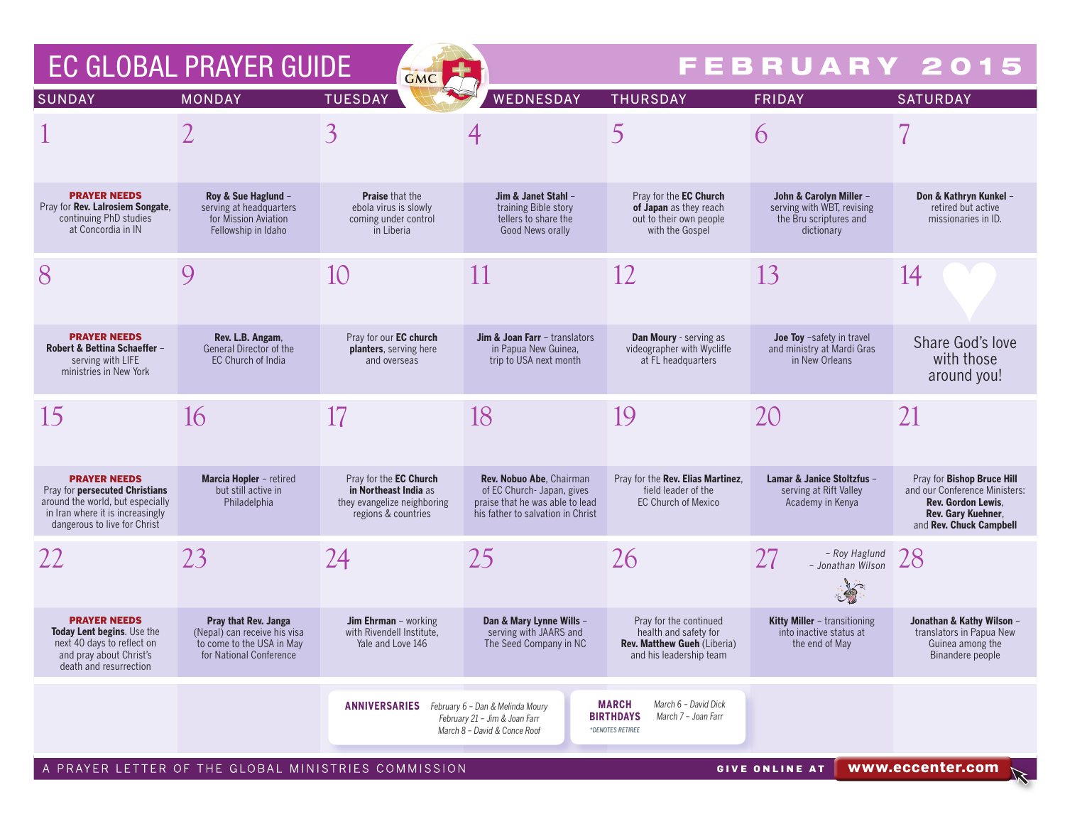# EC GLOBAL PRAYER GUIDE

## FEBRUARY 2015

| SUNDAY | MONDAY | TUESDAY | WEDNESDAY | THURSDAY | FRIDAY | SATURDAY |
|---|---|---|---|---|---|---|
| 1 **PRAYER NEEDS** Pray for **Rev. Lalrosiem Songate**, continuing PhD studies at Concordia in IN | 2 **Roy & Sue Haglund** – serving at headquarters for Mission Aviation Fellowship in Idaho | 3 **Praise** that the ebola virus is slowly coming under control in Liberia | 4 **Jim & Janet Stahl** – training Bible story tellers to share the Good News orally | 5 Pray for the **EC Church of Japan** as they reach out to their own people with the Gospel | 6 **John & Carolyn Miller** – serving with WBT, revising the Bru scriptures and dictionary | 7 **Don & Kathryn Kunkel** – retired but active missionaries in ID. |
| 8 **PRAYER NEEDS** **Robert & Bettina Schaeffer** – serving with LIFE ministries in New York | 9 **Rev. L.B. Angam**, General Director of the EC Church of India | 10 Pray for our **EC church planters**, serving here and overseas | 11 **Jim & Joan Farr** – translators in Papua New Guinea, trip to USA next month | 12 **Dan Moury** - serving as videographer with Wycliffe at FL headquarters | 13 **Joe Toy** –safety in travel and ministry at Mardi Gras in New Orleans | 14 Share God's love with those around you! |
| 15 **PRAYER NEEDS** Pray for **persecuted Christians** around the world, but especially in Iran where it is increasingly dangerous to live for Christ | 16 **Marcia Hopler** – retired but still active in Philadelphia | 17 Pray for the **EC Church in Northeast India** as they evangelize neighboring regions & countries | 18 **Rev. Nobuo Abe**, Chairman of EC Church- Japan, gives praise that he was able to lead his father to salvation in Christ | 19 Pray for the **Rev. Elias Martinez**, field leader of the EC Church of Mexico | 20 **Lamar & Janice Stoltzfus** – serving at Rift Valley Academy in Kenya | 21 Pray for **Bishop Bruce Hill** and our Conference Ministers: **Rev. Gordon Lewis**, **Rev. Gary Kuehner**, and **Rev. Chuck Campbell** |
| 22 **PRAYER NEEDS** **Today Lent begins**. Use the next 40 days to reflect on and pray about Christ's death and resurrection | 23 **Pray that Rev. Janga** (Nepal) can receive his visa to come to the USA in May for National Conference | 24 **Jim Ehrman** – working with Rivendell Institute, Yale and Love 146 | 25 **Dan & Mary Lynne Wills** – serving with JAARS and The Seed Company in NC | 26 Pray for the continued health and safety for **Rev. Matthew Gueh** (Liberia) and his leadership team | 27 *– Roy Haglund* *– Jonathan Wilson* **Kitty Miller** – transitioning into inactive status at the end of May | 28 **Jonathan & Kathy Wilson** – translators in Papua New Guinea among the Binandere people |

**ANNIVERSARIES**
*February 6 – Dan & Melinda Moury*
*February 21 – Jim & Joan Farr*
*March 8 – David & Conce Roof*

**MARCH BIRTHDAYS**
*March 6 – David Dick*
*March 7 – Joan Farr*
*\*DENOTES RETIREE*

A PRAYER LETTER OF THE GLOBAL MINISTRIES COMMISSION

GIVE ONLINE AT **www.eccenter.com**